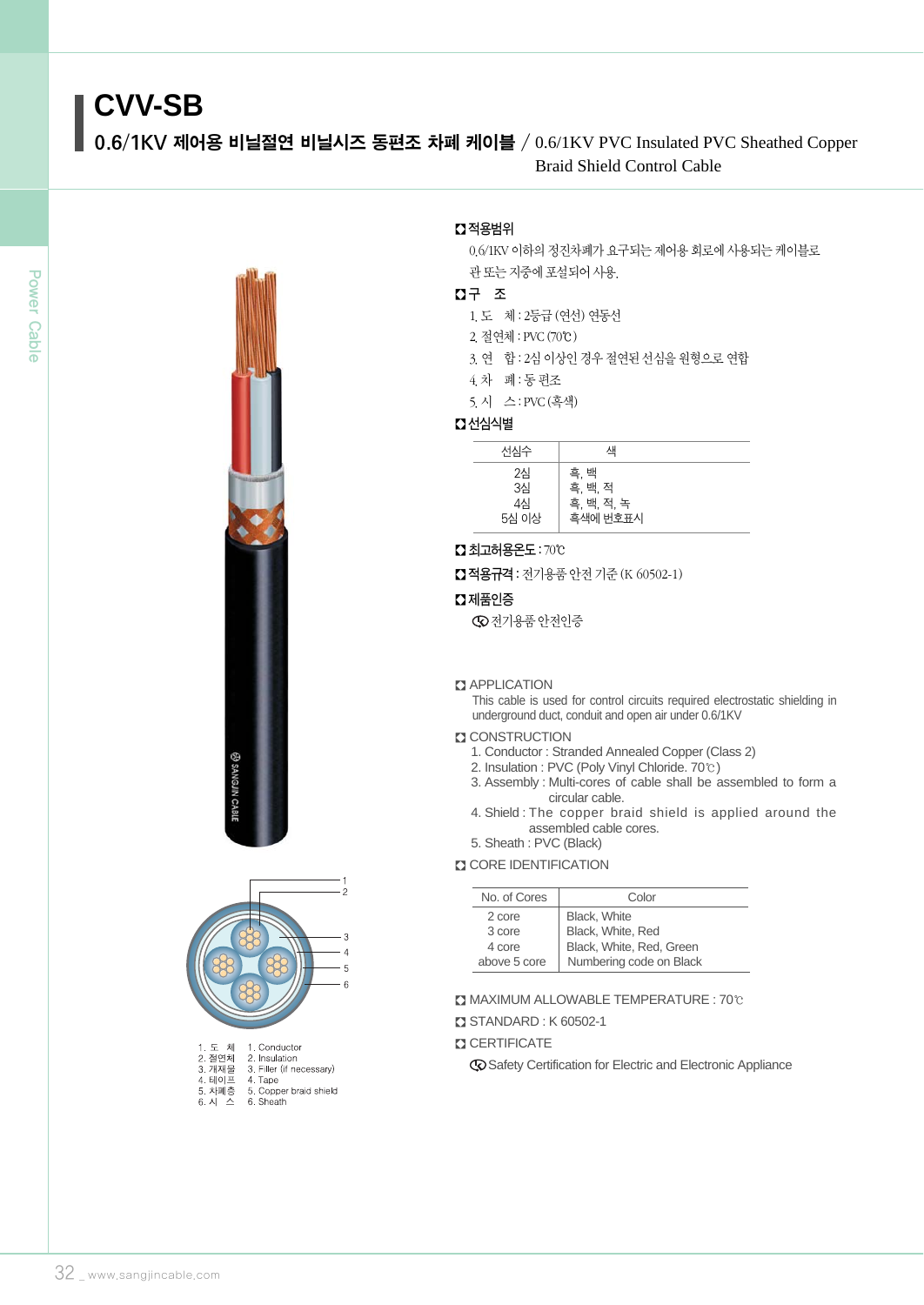# CVV-SB

## 0.6/1KV 제어용 비닐절연 비닐시즈 동편조 차폐 케이블 / 0.6/1KV PVC Insulated PVC Sheathed Copper Braid Shield Control Cable

1. 도　체　1. Conductor
2. 절연체　2. Insulation
3. 개재물　3. Filler (if necessary)
4. 테이프　4. Tape
5. 차폐층　5. Copper braid shield
6. 시　스　6. Sheath

### 적용범위

0.6/1KV 이하의 정전차폐가 요구되는 제어용 회로에 사용되는 케이블로 관 또는 지중에 포설되어 사용.

### 구　조

1. 도　체 : 2등급 (연선) 연동선
2. 절연체 : PVC (70℃)
3. 연　합 : 2심 이상인 경우 절연된 선심을 원형으로 연합
4. 차　폐 : 동 편조
5. 시　스 : PVC (흑색)

### 선심식별

| 선심수 | 색 |
|---|---|
| 2심 | 흑, 백 |
| 3심 | 흑, 백, 적 |
| 4심 | 흑, 백, 적, 녹 |
| 5심 이상 | 흑색에 번호표시 |

### 최고허용온도 : 70℃

### 적용규격 : 전기용품 안전 기준 (K 60502-1)

### 제품인증

전기용품 안전인증

### APPLICATION

This cable is used for control circuits required electrostatic shielding in underground duct, conduit and open air under 0.6/1KV

### CONSTRUCTION

1. Conductor : Stranded Annealed Copper (Class 2)
2. Insulation : PVC (Poly Vinyl Chloride. 70℃)
3. Assembly : Multi-cores of cable shall be assembled to form a circular cable.
4. Shield : The copper braid shield is applied around the assembled cable cores.
5. Sheath : PVC (Black)

### CORE IDENTIFICATION

| No. of Cores | Color |
|---|---|
| 2 core | Black, White |
| 3 core | Black, White, Red |
| 4 core | Black, White, Red, Green |
| above 5 core | Numbering code on Black |

### MAXIMUM ALLOWABLE TEMPERATURE : 70℃

### STANDARD : K 60502-1

### CERTIFICATE

Safety Certification for Electric and Electronic Appliance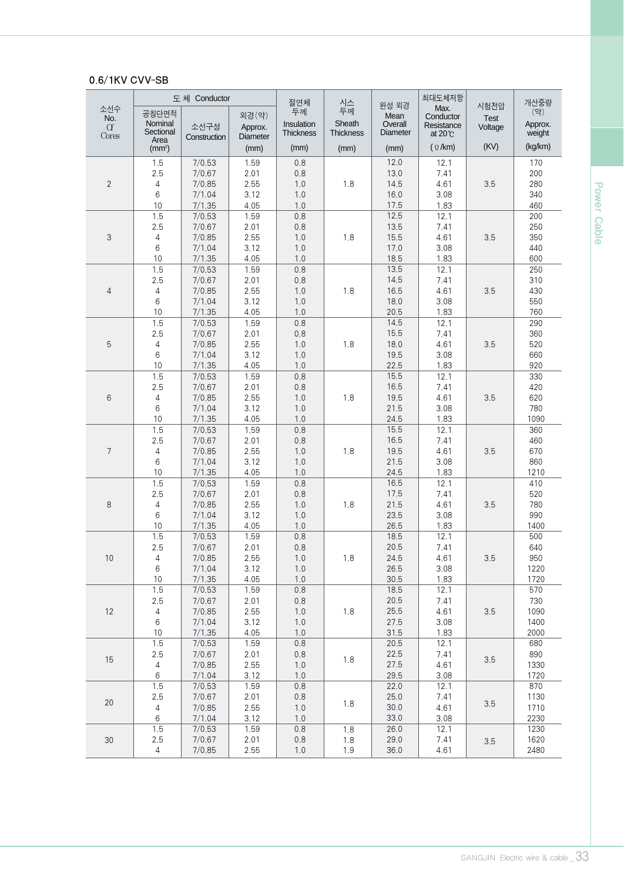## 0.6/1KV CVV-SB

| 소선수 No. Of Cores | 도 체 Conductor | | | 절연체 두께 Insulation Thickness (mm) | 시스 두께 Sheath Thickness (mm) | 완성 외경 Mean Overall Diameter (mm) | 최대도체저항 Max. Conductor Resistance at 20℃ (Ω/km) | 시험전압 Test Voltage (KV) | 개산중량 (약) Approx. weight (kg/km) |
|---|---|---|---|---|---|---|---|---|---|
| | 공칭단면적 Nominal Sectional Area (mm²) | 소선구성 Construction | 외경(약) Approx. Diameter (mm) | | | | | | |
| 2 | 1.5 | 7/0.53 | 1.59 | 0.8 | 1.8 | 12.0 | 12.1 | 3.5 | 170 |
| | 2.5 | 7/0.67 | 2.01 | 0.8 | | 13.0 | 7.41 | | 200 |
| | 4 | 7/0.85 | 2.55 | 1.0 | | 14.5 | 4.61 | | 280 |
| | 6 | 7/1.04 | 3.12 | 1.0 | | 16.0 | 3.08 | | 340 |
| | 10 | 7/1.35 | 4.05 | 1.0 | | 17.5 | 1.83 | | 460 |
| 3 | 1.5 | 7/0.53 | 1.59 | 0.8 | 1.8 | 12.5 | 12.1 | 3.5 | 200 |
| | 2.5 | 7/0.67 | 2.01 | 0.8 | | 13.5 | 7.41 | | 250 |
| | 4 | 7/0.85 | 2.55 | 1.0 | | 15.5 | 4.61 | | 350 |
| | 6 | 7/1.04 | 3.12 | 1.0 | | 17.0 | 3.08 | | 440 |
| | 10 | 7/1.35 | 4.05 | 1.0 | | 18.5 | 1.83 | | 600 |
| 4 | 1.5 | 7/0.53 | 1.59 | 0.8 | 1.8 | 13.5 | 12.1 | 3.5 | 250 |
| | 2.5 | 7/0.67 | 2.01 | 0.8 | | 14.5 | 7.41 | | 310 |
| | 4 | 7/0.85 | 2.55 | 1.0 | | 16.5 | 4.61 | | 430 |
| | 6 | 7/1.04 | 3.12 | 1.0 | | 18.0 | 3.08 | | 550 |
| | 10 | 7/1.35 | 4.05 | 1.0 | | 20.5 | 1.83 | | 760 |
| 5 | 1.5 | 7/0.53 | 1.59 | 0.8 | 1.8 | 14.5 | 12.1 | 3.5 | 290 |
| | 2.5 | 7/0.67 | 2.01 | 0.8 | | 15.5 | 7.41 | | 360 |
| | 4 | 7/0.85 | 2.55 | 1.0 | | 18.0 | 4.61 | | 520 |
| | 6 | 7/1.04 | 3.12 | 1.0 | | 19.5 | 3.08 | | 660 |
| | 10 | 7/1.35 | 4.05 | 1.0 | | 22.5 | 1.83 | | 920 |
| 6 | 1.5 | 7/0.53 | 1.59 | 0.8 | 1.8 | 15.5 | 12.1 | 3.5 | 330 |
| | 2.5 | 7/0.67 | 2.01 | 0.8 | | 16.5 | 7.41 | | 420 |
| | 4 | 7/0.85 | 2.55 | 1.0 | | 19.5 | 4.61 | | 620 |
| | 6 | 7/1.04 | 3.12 | 1.0 | | 21.5 | 3.08 | | 780 |
| | 10 | 7/1.35 | 4.05 | 1.0 | | 24.5 | 1.83 | | 1090 |
| 7 | 1.5 | 7/0.53 | 1.59 | 0.8 | 1.8 | 15.5 | 12.1 | 3.5 | 360 |
| | 2.5 | 7/0.67 | 2.01 | 0.8 | | 16.5 | 7.41 | | 460 |
| | 4 | 7/0.85 | 2.55 | 1.0 | | 19.5 | 4.61 | | 670 |
| | 6 | 7/1.04 | 3.12 | 1.0 | | 21.5 | 3.08 | | 860 |
| | 10 | 7/1.35 | 4.05 | 1.0 | | 24.5 | 1.83 | | 1210 |
| 8 | 1.5 | 7/0.53 | 1.59 | 0.8 | 1.8 | 16.5 | 12.1 | 3.5 | 410 |
| | 2.5 | 7/0.67 | 2.01 | 0.8 | | 17.5 | 7.41 | | 520 |
| | 4 | 7/0.85 | 2.55 | 1.0 | | 21.5 | 4.61 | | 780 |
| | 6 | 7/1.04 | 3.12 | 1.0 | | 23.5 | 3.08 | | 990 |
| | 10 | 7/1.35 | 4.05 | 1.0 | | 26.5 | 1.83 | | 1400 |
| 10 | 1.5 | 7/0.53 | 1.59 | 0.8 | 1.8 | 18.5 | 12.1 | 3.5 | 500 |
| | 2.5 | 7/0.67 | 2.01 | 0.8 | | 20.5 | 7.41 | | 640 |
| | 4 | 7/0.85 | 2.55 | 1.0 | | 24.5 | 4.61 | | 950 |
| | 6 | 7/1.04 | 3.12 | 1.0 | | 26.5 | 3.08 | | 1220 |
| | 10 | 7/1.35 | 4.05 | 1.0 | | 30.5 | 1.83 | | 1720 |
| 12 | 1.5 | 7/0.53 | 1.59 | 0.8 | 1.8 | 18.5 | 12.1 | 3.5 | 570 |
| | 2.5 | 7/0.67 | 2.01 | 0.8 | | 20.5 | 7.41 | | 730 |
| | 4 | 7/0.85 | 2.55 | 1.0 | | 25.5 | 4.61 | | 1090 |
| | 6 | 7/1.04 | 3.12 | 1.0 | | 27.5 | 3.08 | | 1400 |
| | 10 | 7/1.35 | 4.05 | 1.0 | | 31.5 | 1.83 | | 2000 |
| 15 | 1.5 | 7/0.53 | 1.59 | 0.8 | 1.8 | 20.5 | 12.1 | 3.5 | 680 |
| | 2.5 | 7/0.67 | 2.01 | 0.8 | | 22.5 | 7.41 | | 890 |
| | 4 | 7/0.85 | 2.55 | 1.0 | | 27.5 | 4.61 | | 1330 |
| | 6 | 7/1.04 | 3.12 | 1.0 | | 29.5 | 3.08 | | 1720 |
| 20 | 1.5 | 7/0.53 | 1.59 | 0.8 | 1.8 | 22.0 | 12.1 | 3.5 | 870 |
| | 2.5 | 7/0.67 | 2.01 | 0.8 | | 25.0 | 7.41 | | 1130 |
| | 4 | 7/0.85 | 2.55 | 1.0 | | 30.0 | 4.61 | | 1710 |
| | 6 | 7/1.04 | 3.12 | 1.0 | | 33.0 | 3.08 | | 2230 |
| 30 | 1.5 | 7/0.53 | 1.59 | 0.8 | 1.8 | 26.0 | 12.1 | 3.5 | 1230 |
| | 2.5 | 7/0.67 | 2.01 | 0.8 | 1.8 | 29.0 | 7.41 | | 1620 |
| | 4 | 7/0.85 | 2.55 | 1.0 | 1.9 | 36.0 | 4.61 | | 2480 |